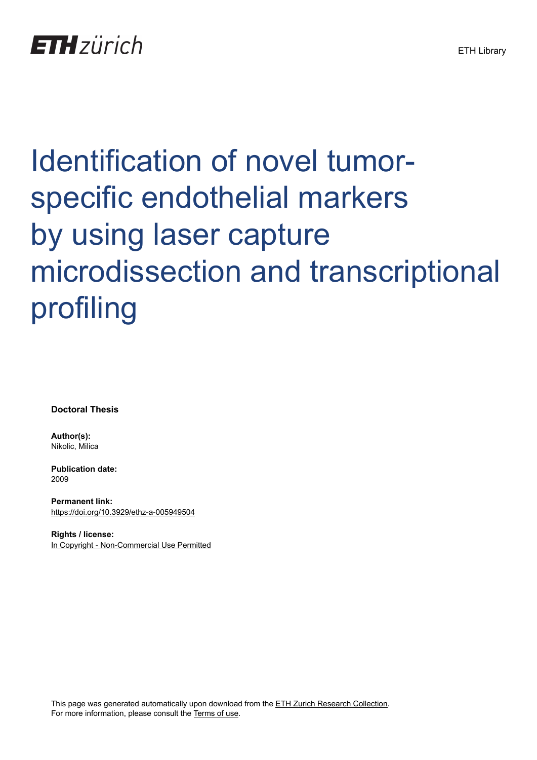ETH Library

# Identification of novel tumor-specific endothelial markers by using laser capture microdissection and transcriptional profiling

**Doctoral Thesis**

**Author(s):**
Nikolic, Milica

**Publication date:**
2009

**Permanent link:**
https://doi.org/10.3929/ethz-a-005949504

**Rights / license:**
In Copyright - Non-Commercial Use Permitted

This page was generated automatically upon download from the ETH Zurich Research Collection.
For more information, please consult the Terms of use.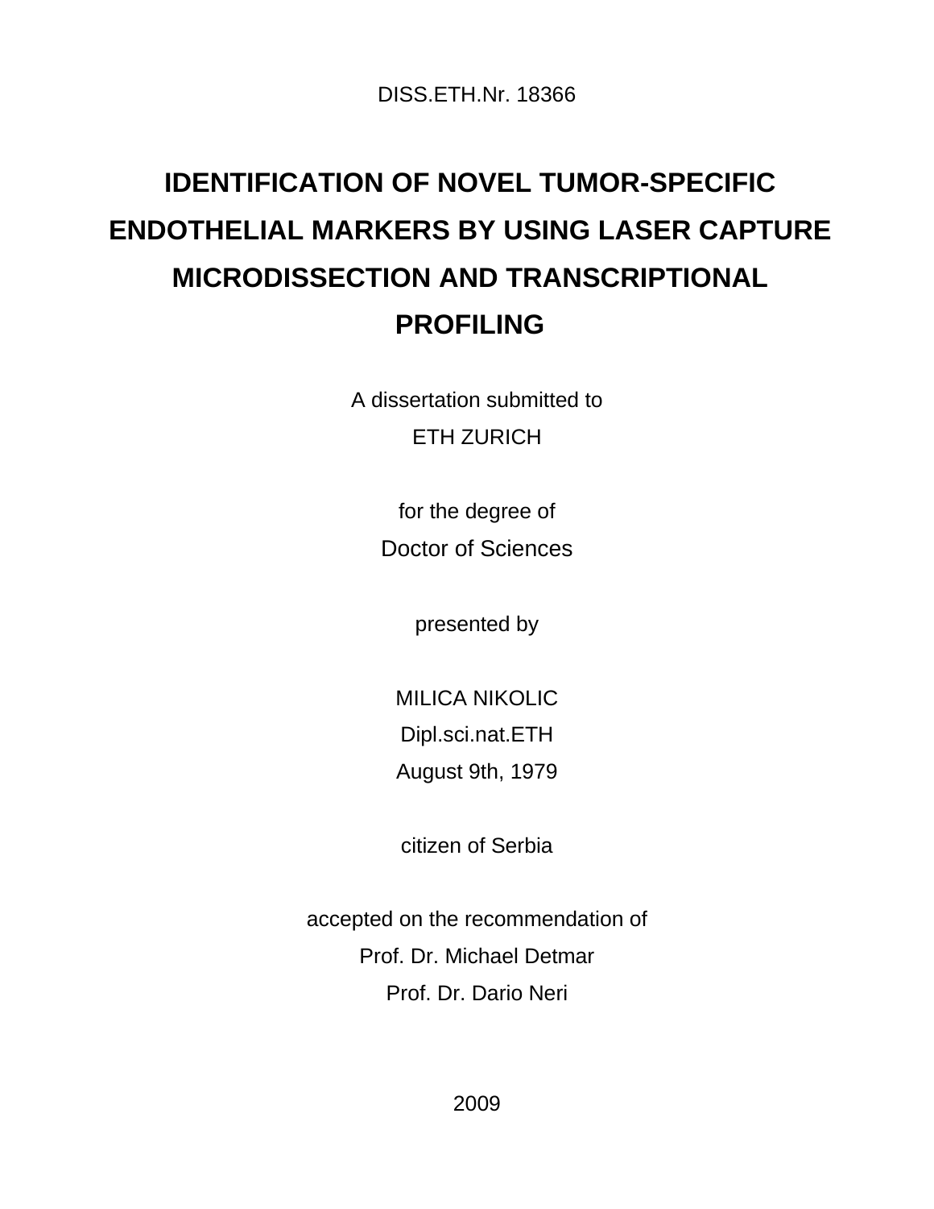DISS.ETH.Nr. 18366

# IDENTIFICATION OF NOVEL TUMOR-SPECIFIC ENDOTHELIAL MARKERS BY USING LASER CAPTURE MICRODISSECTION AND TRANSCRIPTIONAL PROFILING

A dissertation submitted to
ETH ZURICH

for the degree of
Doctor of Sciences

presented by

MILICA NIKOLIC
Dipl.sci.nat.ETH
August 9th, 1979

citizen of Serbia

accepted on the recommendation of
Prof. Dr. Michael Detmar
Prof. Dr. Dario Neri

2009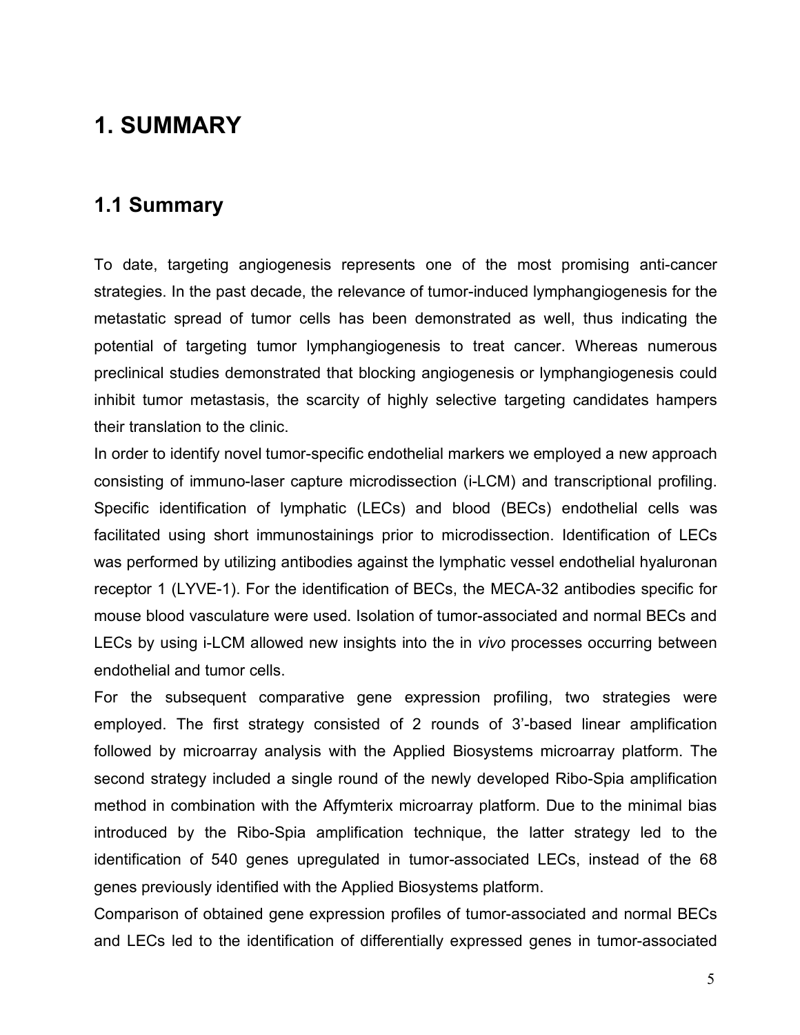# 1. SUMMARY

## 1.1 Summary

To date, targeting angiogenesis represents one of the most promising anti-cancer strategies. In the past decade, the relevance of tumor-induced lymphangiogenesis for the metastatic spread of tumor cells has been demonstrated as well, thus indicating the potential of targeting tumor lymphangiogenesis to treat cancer. Whereas numerous preclinical studies demonstrated that blocking angiogenesis or lymphangiogenesis could inhibit tumor metastasis, the scarcity of highly selective targeting candidates hampers their translation to the clinic.

In order to identify novel tumor-specific endothelial markers we employed a new approach consisting of immuno-laser capture microdissection (i-LCM) and transcriptional profiling. Specific identification of lymphatic (LECs) and blood (BECs) endothelial cells was facilitated using short immunostainings prior to microdissection. Identification of LECs was performed by utilizing antibodies against the lymphatic vessel endothelial hyaluronan receptor 1 (LYVE-1). For the identification of BECs, the MECA-32 antibodies specific for mouse blood vasculature were used. Isolation of tumor-associated and normal BECs and LECs by using i-LCM allowed new insights into the in *vivo* processes occurring between endothelial and tumor cells.

For the subsequent comparative gene expression profiling, two strategies were employed. The first strategy consisted of 2 rounds of 3'-based linear amplification followed by microarray analysis with the Applied Biosystems microarray platform. The second strategy included a single round of the newly developed Ribo-Spia amplification method in combination with the Affymterix microarray platform. Due to the minimal bias introduced by the Ribo-Spia amplification technique, the latter strategy led to the identification of 540 genes upregulated in tumor-associated LECs, instead of the 68 genes previously identified with the Applied Biosystems platform.

Comparison of obtained gene expression profiles of tumor-associated and normal BECs and LECs led to the identification of differentially expressed genes in tumor-associated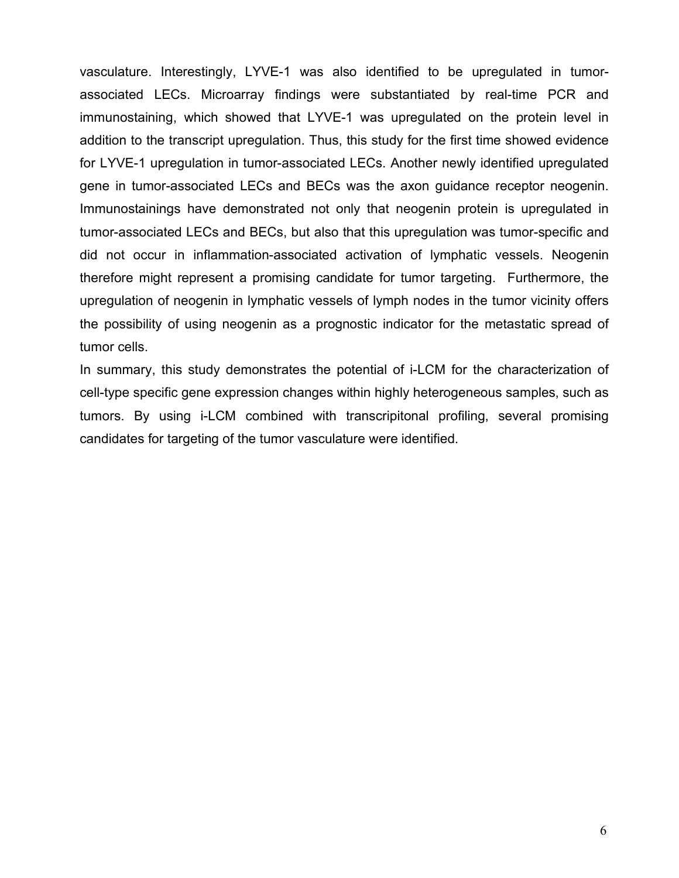vasculature. Interestingly, LYVE-1 was also identified to be upregulated in tumor-associated LECs. Microarray findings were substantiated by real-time PCR and immunostaining, which showed that LYVE-1 was upregulated on the protein level in addition to the transcript upregulation. Thus, this study for the first time showed evidence for LYVE-1 upregulation in tumor-associated LECs. Another newly identified upregulated gene in tumor-associated LECs and BECs was the axon guidance receptor neogenin. Immunostainings have demonstrated not only that neogenin protein is upregulated in tumor-associated LECs and BECs, but also that this upregulation was tumor-specific and did not occur in inflammation-associated activation of lymphatic vessels. Neogenin therefore might represent a promising candidate for tumor targeting. Furthermore, the upregulation of neogenin in lymphatic vessels of lymph nodes in the tumor vicinity offers the possibility of using neogenin as a prognostic indicator for the metastatic spread of tumor cells.

In summary, this study demonstrates the potential of i-LCM for the characterization of cell-type specific gene expression changes within highly heterogeneous samples, such as tumors. By using i-LCM combined with transcripitonal profiling, several promising candidates for targeting of the tumor vasculature were identified.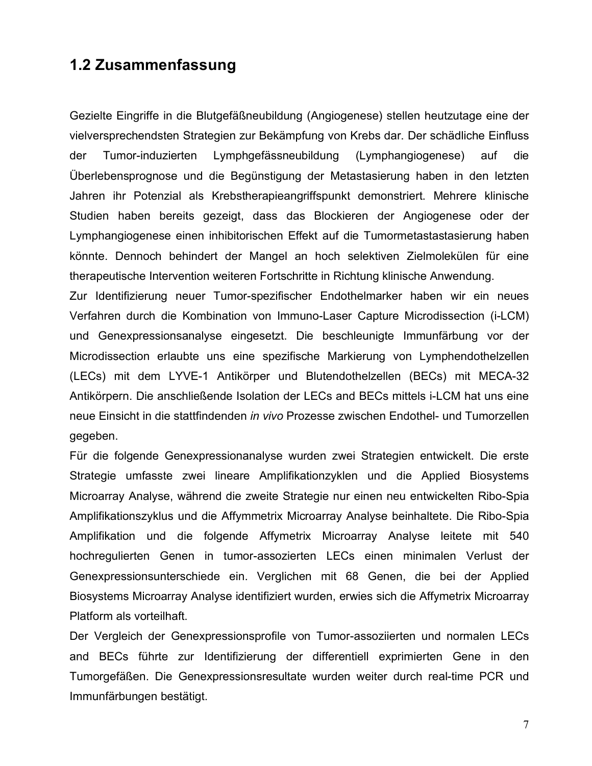## 1.2 Zusammenfassung

Gezielte Eingriffe in die Blutgefäßneubildung (Angiogenese) stellen heutzutage eine der vielversprechendsten Strategien zur Bekämpfung von Krebs dar. Der schädliche Einfluss der Tumor-induzierten Lymphgefässneubildung (Lymphangiogenese) auf die Überlebensprognose und die Begünstigung der Metastasierung haben in den letzten Jahren ihr Potenzial als Krebstherapieangriffspunkt demonstriert. Mehrere klinische Studien haben bereits gezeigt, dass das Blockieren der Angiogenese oder der Lymphangiogenese einen inhibitorischen Effekt auf die Tumormetastastasierung haben könnte. Dennoch behindert der Mangel an hoch selektiven Zielmolekülen für eine therapeutische Intervention weiteren Fortschritte in Richtung klinische Anwendung.

Zur Identifizierung neuer Tumor-spezifischer Endothelmarker haben wir ein neues Verfahren durch die Kombination von Immuno-Laser Capture Microdissection (i-LCM) und Genexpressionsanalyse eingesetzt. Die beschleunigte Immunfärbung vor der Microdissection erlaubte uns eine spezifische Markierung von Lymphendothelzellen (LECs) mit dem LYVE-1 Antikörper und Blutendothelzellen (BECs) mit MECA-32 Antikörpern. Die anschließende Isolation der LECs and BECs mittels i-LCM hat uns eine neue Einsicht in die stattfindenden *in vivo* Prozesse zwischen Endothel- und Tumorzellen gegeben.

Für die folgende Genexpressionanalyse wurden zwei Strategien entwickelt. Die erste Strategie umfasste zwei lineare Amplifikationzyklen und die Applied Biosystems Microarray Analyse, während die zweite Strategie nur einen neu entwickelten Ribo-Spia Amplifikationszyklus und die Affymmetrix Microarray Analyse beinhaltete. Die Ribo-Spia Amplifikation und die folgende Affymetrix Microarray Analyse leitete mit 540 hochregulierten Genen in tumor-assozierten LECs einen minimalen Verlust der Genexpressionsunterschiede ein. Verglichen mit 68 Genen, die bei der Applied Biosystems Microarray Analyse identifiziert wurden, erwies sich die Affymetrix Microarray Platform als vorteilhaft.

Der Vergleich der Genexpressionsprofile von Tumor-assoziierten und normalen LECs and BECs führte zur Identifizierung der differentiell exprimierten Gene in den Tumorgefäßen. Die Genexpressionsresultate wurden weiter durch real-time PCR und Immunfärbungen bestätigt.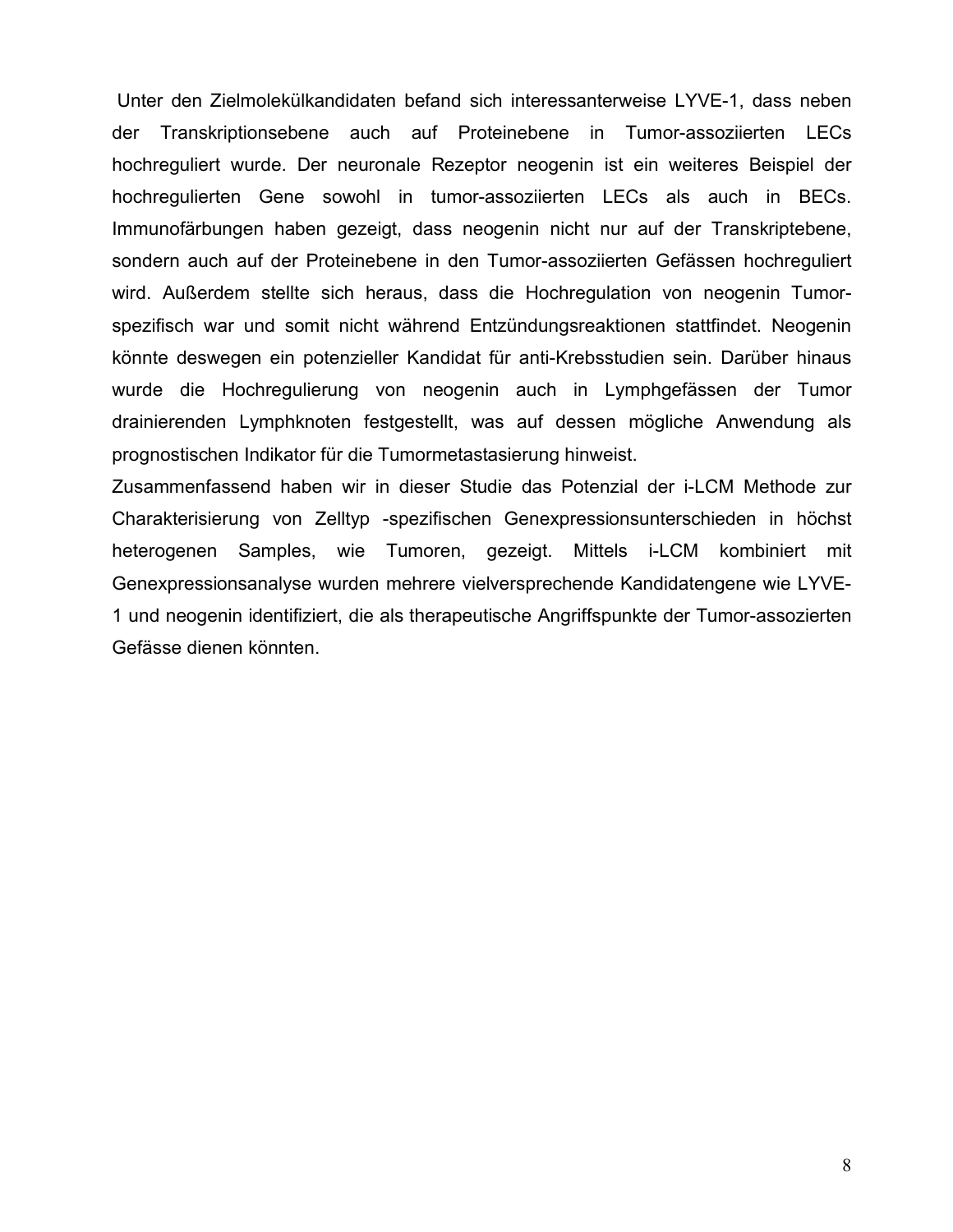Unter den Zielmolekülkandidaten befand sich interessanterweise LYVE-1, dass neben der Transkriptionsebene auch auf Proteinebene in Tumor-assoziierten LECs hochreguliert wurde. Der neuronale Rezeptor neogenin ist ein weiteres Beispiel der hochregulierten Gene sowohl in tumor-assoziierten LECs als auch in BECs. Immunofärbungen haben gezeigt, dass neogenin nicht nur auf der Transkriptebene, sondern auch auf der Proteinebene in den Tumor-assoziierten Gefässen hochreguliert wird. Außerdem stellte sich heraus, dass die Hochregulation von neogenin Tumor-spezifisch war und somit nicht während Entzündungsreaktionen stattfindet. Neogenin könnte deswegen ein potenzieller Kandidat für anti-Krebsstudien sein. Darüber hinaus wurde die Hochregulierung von neogenin auch in Lymphgefässen der Tumor drainierenden Lymphknoten festgestellt, was auf dessen mögliche Anwendung als prognostischen Indikator für die Tumormetastasierung hinweist.

Zusammenfassend haben wir in dieser Studie das Potenzial der i-LCM Methode zur Charakterisierung von Zelltyp -spezifischen Genexpressionsunterschieden in höchst heterogenen Samples, wie Tumoren, gezeigt. Mittels i-LCM kombiniert mit Genexpressionsanalyse wurden mehrere vielversprechende Kandidatengene wie LYVE-1 und neogenin identifiziert, die als therapeutische Angriffspunkte der Tumor-assozierten Gefässe dienen könnten.